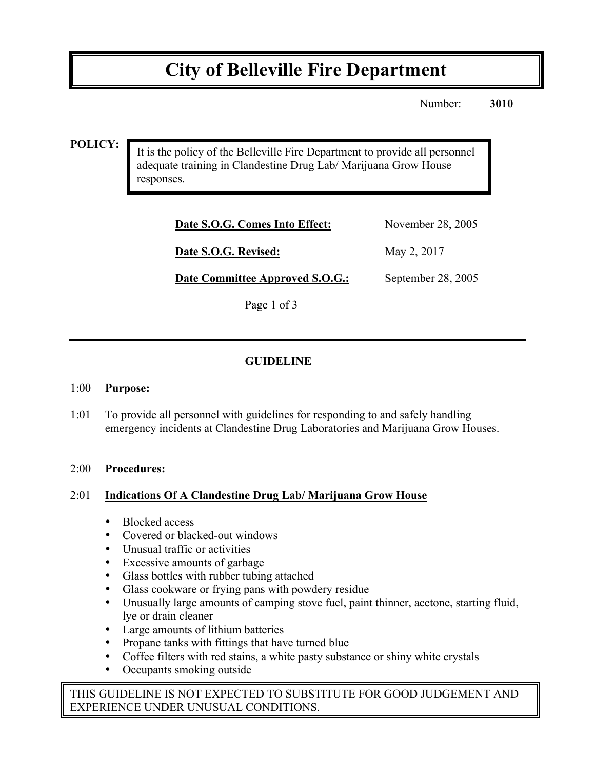# City of Belleville Fire Department

Number: **3010**

**POLICY:**

It is the policy of the Belleville Fire Department to provide all personnel adequate training in Clandestine Drug Lab/ Marijuana Grow House responses.

| | |
|---|---|
| **Date S.O.G. Comes Into Effect:** | November 28, 2005 |
| **Date S.O.G. Revised:** | May 2, 2017 |
| **Date Committee Approved S.O.G.:** | September 28, 2005 |

## GUIDELINE

1:00 **Purpose:**

1:01 To provide all personnel with guidelines for responding to and safely handling emergency incidents at Clandestine Drug Laboratories and Marijuana Grow Houses.

2:00 **Procedures:**

2:01 **Indications Of A Clandestine Drug Lab/ Marijuana Grow House**

- Blocked access
- Covered or blacked-out windows
- Unusual traffic or activities
- Excessive amounts of garbage
- Glass bottles with rubber tubing attached
- Glass cookware or frying pans with powdery residue
- Unusually large amounts of camping stove fuel, paint thinner, acetone, starting fluid, lye or drain cleaner
- Large amounts of lithium batteries
- Propane tanks with fittings that have turned blue
- Coffee filters with red stains, a white pasty substance or shiny white crystals
- Occupants smoking outside

THIS GUIDELINE IS NOT EXPECTED TO SUBSTITUTE FOR GOOD JUDGEMENT AND EXPERIENCE UNDER UNUSUAL CONDITIONS.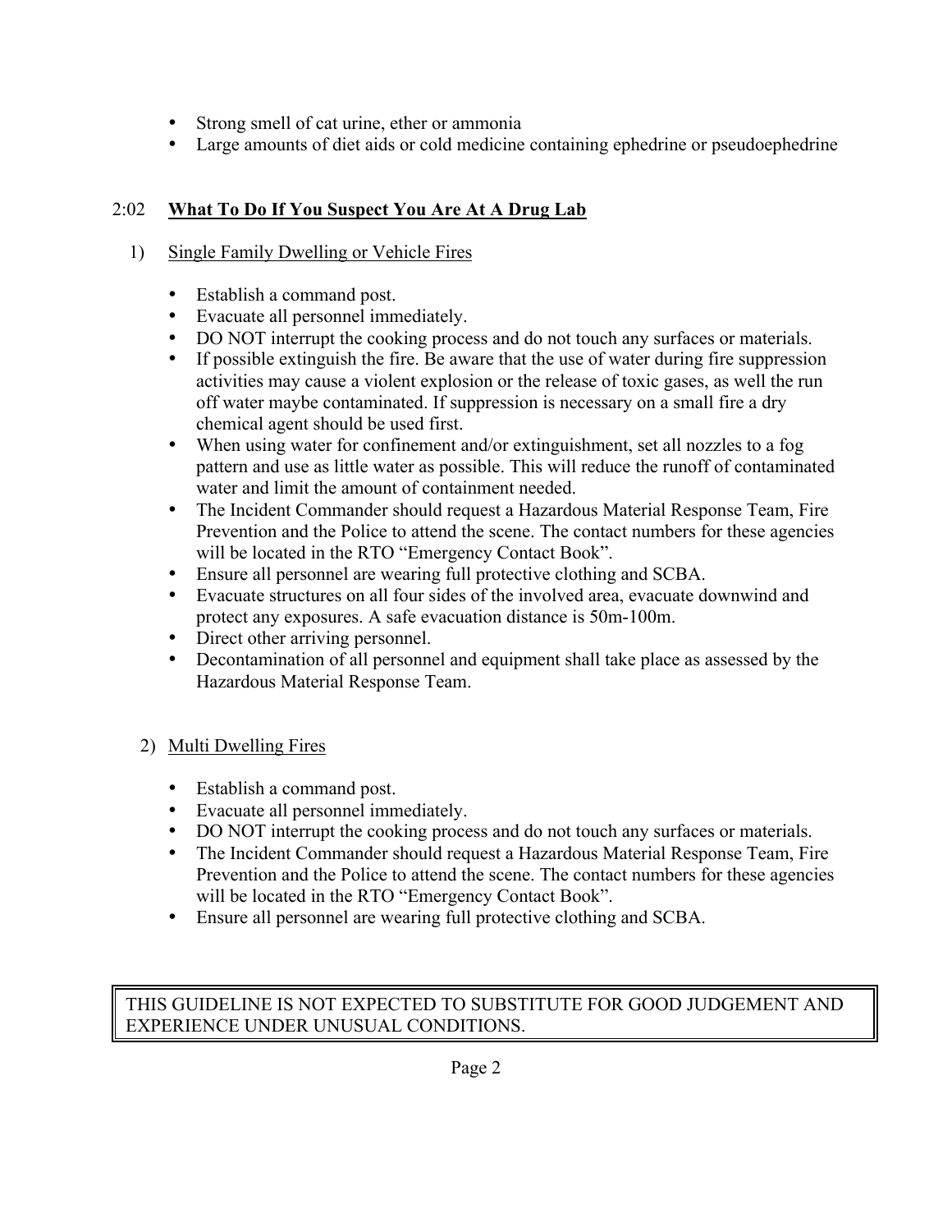- Strong smell of cat urine, ether or ammonia
- Large amounts of diet aids or cold medicine containing ephedrine or pseudoephedrine

## 2:02 **What To Do If You Suspect You Are At A Drug Lab**

1) Single Family Dwelling or Vehicle Fires

- Establish a command post.
- Evacuate all personnel immediately.
- DO NOT interrupt the cooking process and do not touch any surfaces or materials.
- If possible extinguish the fire. Be aware that the use of water during fire suppression activities may cause a violent explosion or the release of toxic gases, as well the run off water maybe contaminated. If suppression is necessary on a small fire a dry chemical agent should be used first.
- When using water for confinement and/or extinguishment, set all nozzles to a fog pattern and use as little water as possible. This will reduce the runoff of contaminated water and limit the amount of containment needed.
- The Incident Commander should request a Hazardous Material Response Team, Fire Prevention and the Police to attend the scene. The contact numbers for these agencies will be located in the RTO "Emergency Contact Book".
- Ensure all personnel are wearing full protective clothing and SCBA.
- Evacuate structures on all four sides of the involved area, evacuate downwind and protect any exposures. A safe evacuation distance is 50m-100m.
- Direct other arriving personnel.
- Decontamination of all personnel and equipment shall take place as assessed by the Hazardous Material Response Team.

2) Multi Dwelling Fires

- Establish a command post.
- Evacuate all personnel immediately.
- DO NOT interrupt the cooking process and do not touch any surfaces or materials.
- The Incident Commander should request a Hazardous Material Response Team, Fire Prevention and the Police to attend the scene. The contact numbers for these agencies will be located in the RTO "Emergency Contact Book".
- Ensure all personnel are wearing full protective clothing and SCBA.

THIS GUIDELINE IS NOT EXPECTED TO SUBSTITUTE FOR GOOD JUDGEMENT AND EXPERIENCE UNDER UNUSUAL CONDITIONS.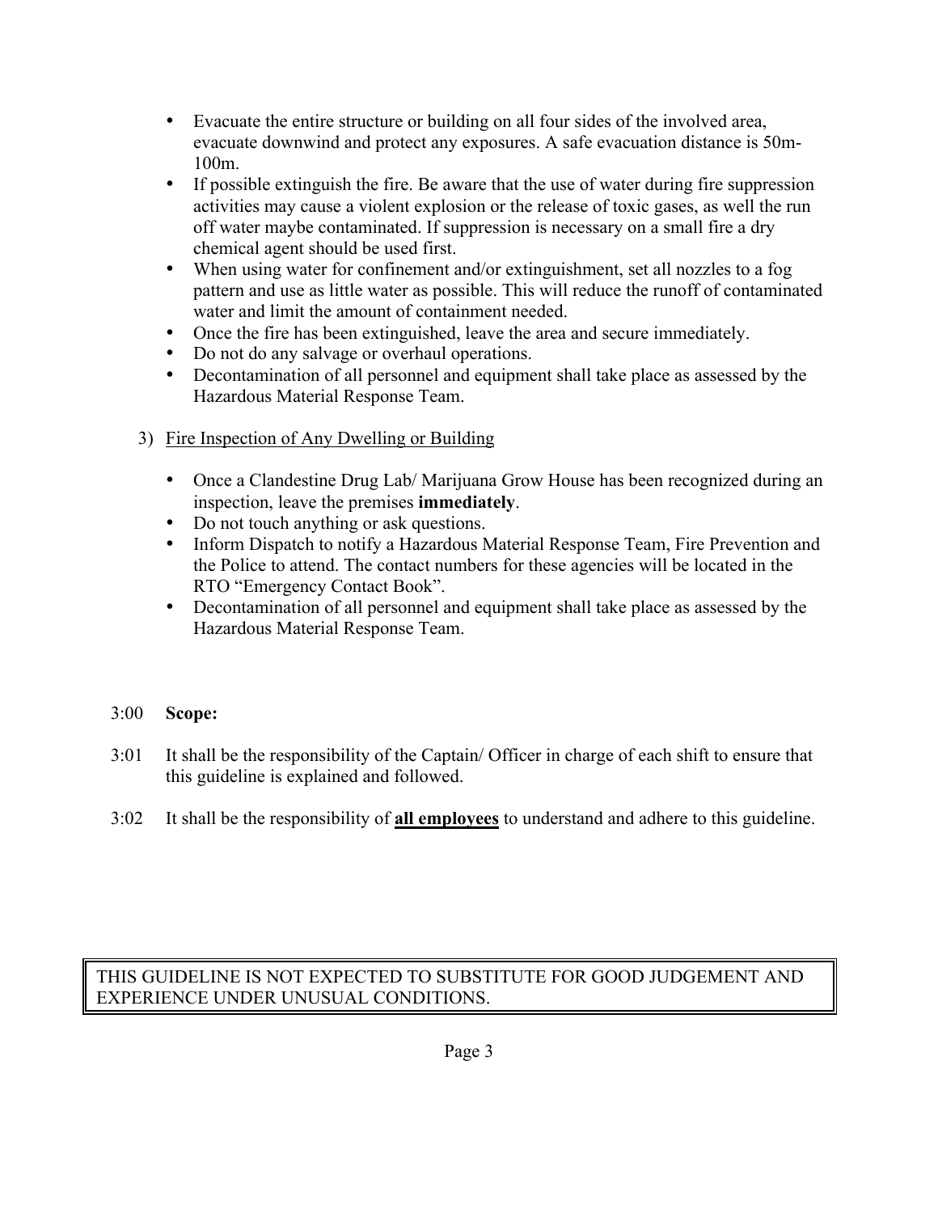- Evacuate the entire structure or building on all four sides of the involved area, evacuate downwind and protect any exposures. A safe evacuation distance is 50m-100m.
- If possible extinguish the fire. Be aware that the use of water during fire suppression activities may cause a violent explosion or the release of toxic gases, as well the run off water maybe contaminated. If suppression is necessary on a small fire a dry chemical agent should be used first.
- When using water for confinement and/or extinguishment, set all nozzles to a fog pattern and use as little water as possible. This will reduce the runoff of contaminated water and limit the amount of containment needed.
- Once the fire has been extinguished, leave the area and secure immediately.
- Do not do any salvage or overhaul operations.
- Decontamination of all personnel and equipment shall take place as assessed by the Hazardous Material Response Team.

3) Fire Inspection of Any Dwelling or Building

- Once a Clandestine Drug Lab/ Marijuana Grow House has been recognized during an inspection, leave the premises **immediately**.
- Do not touch anything or ask questions.
- Inform Dispatch to notify a Hazardous Material Response Team, Fire Prevention and the Police to attend. The contact numbers for these agencies will be located in the RTO "Emergency Contact Book".
- Decontamination of all personnel and equipment shall take place as assessed by the Hazardous Material Response Team.

3:00 **Scope:**

3:01 It shall be the responsibility of the Captain/ Officer in charge of each shift to ensure that this guideline is explained and followed.

3:02 It shall be the responsibility of **all employees** to understand and adhere to this guideline.

THIS GUIDELINE IS NOT EXPECTED TO SUBSTITUTE FOR GOOD JUDGEMENT AND EXPERIENCE UNDER UNUSUAL CONDITIONS.